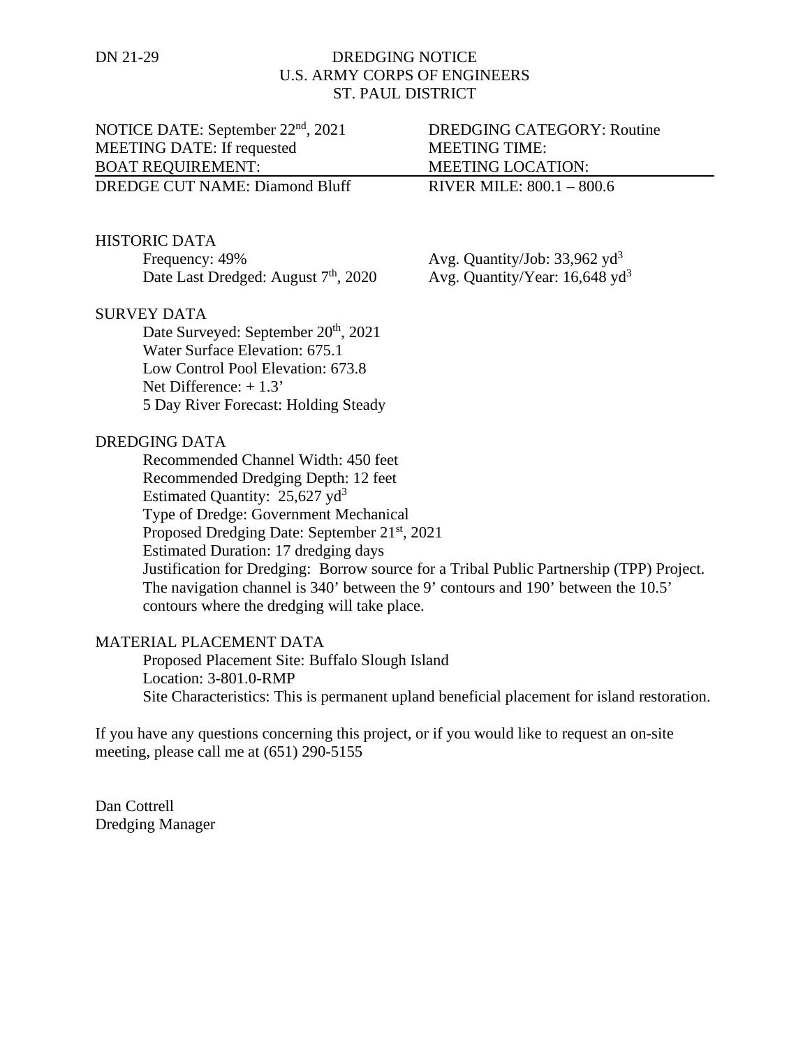DN 21-29

# DREDGING NOTICE
## U.S. ARMY CORPS OF ENGINEERS
## ST. PAUL DISTRICT

| | |
|---|---|
| NOTICE DATE: September 22nd, 2021 | DREDGING CATEGORY: Routine |
| MEETING DATE: If requested | MEETING TIME: |
| BOAT REQUIREMENT: | MEETING LOCATION: |
| DREDGE CUT NAME: Diamond Bluff | RIVER MILE: 800.1 – 800.6 |

### HISTORIC DATA

Frequency: 49%
Avg. Quantity/Job: 33,962 $yd^3$
Date Last Dredged: August 7th, 2020
Avg. Quantity/Year: 16,648 $yd^3$

### SURVEY DATA

Date Surveyed: September 20th, 2021
Water Surface Elevation: 675.1
Low Control Pool Elevation: 673.8
Net Difference: + 1.3'
5 Day River Forecast: Holding Steady

### DREDGING DATA

Recommended Channel Width: 450 feet
Recommended Dredging Depth: 12 feet
Estimated Quantity: 25,627 $yd^3$
Type of Dredge: Government Mechanical
Proposed Dredging Date: September 21st, 2021
Estimated Duration: 17 dredging days
Justification for Dredging: Borrow source for a Tribal Public Partnership (TPP) Project. The navigation channel is 340' between the 9' contours and 190' between the 10.5' contours where the dredging will take place.

### MATERIAL PLACEMENT DATA

Proposed Placement Site: Buffalo Slough Island
Location: 3-801.0-RMP
Site Characteristics: This is permanent upland beneficial placement for island restoration.

If you have any questions concerning this project, or if you would like to request an on-site meeting, please call me at (651) 290-5155

Dan Cottrell
Dredging Manager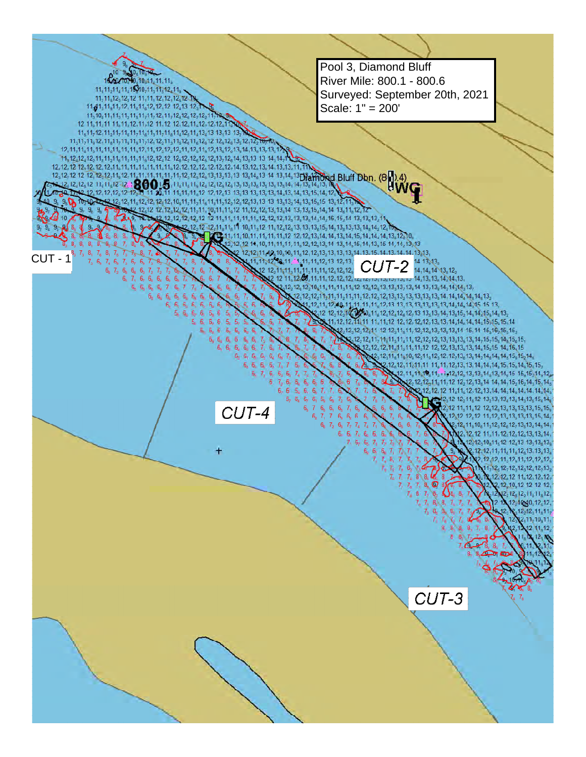Pool 3, Diamond Bluff
River Mile: 800.1 - 800.6
Surveyed: September 20th, 2021
Scale: 1" = 200'

800.5

Diamond Bluff Dbn. (801.4)

WG

CUT - 1

CUT-2

CUT-3

CUT-4